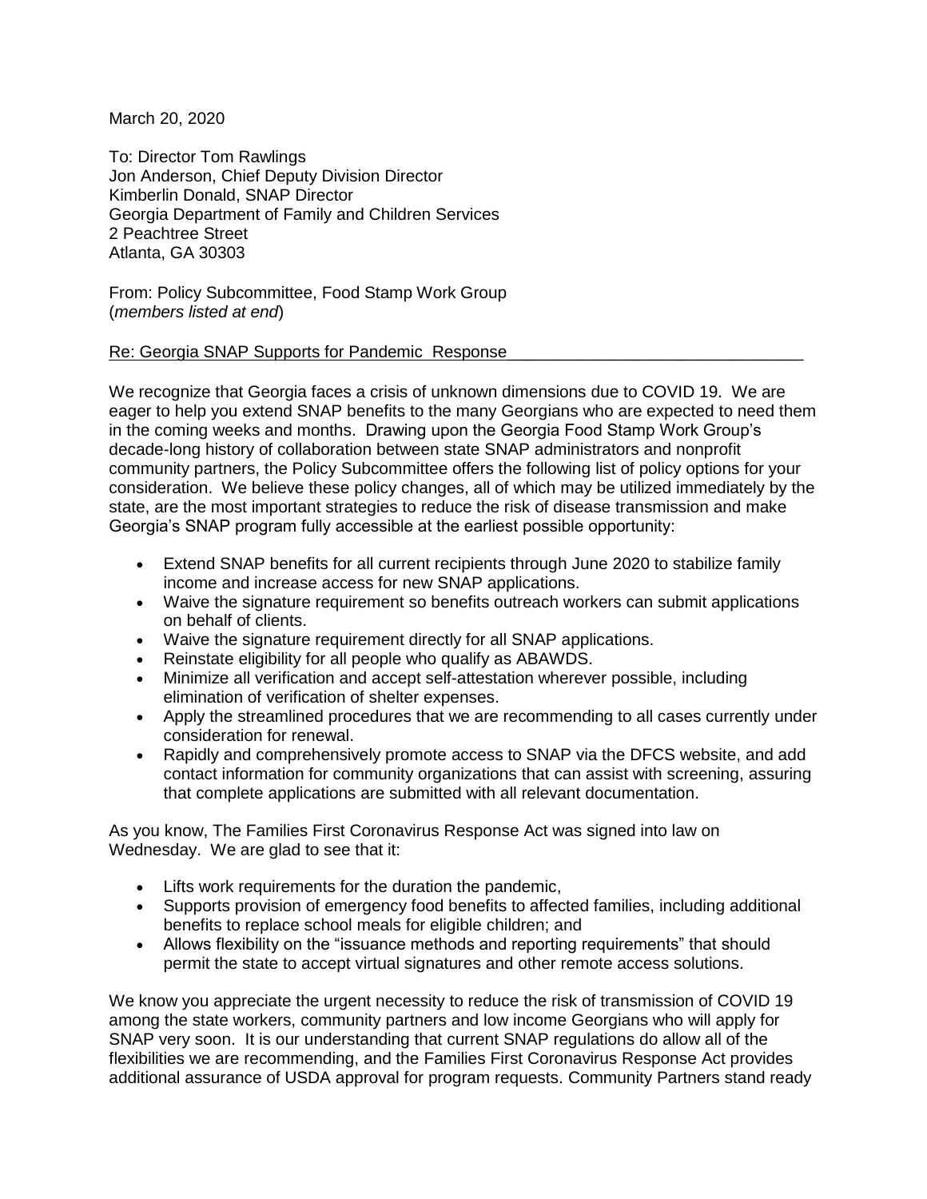March 20, 2020

To: Director Tom Rawlings
Jon Anderson, Chief Deputy Division Director
Kimberlin Donald, SNAP Director
Georgia Department of Family and Children Services
2 Peachtree Street
Atlanta, GA 30303

From: Policy Subcommittee, Food Stamp Work Group
(*members listed at end*)

Re: Georgia SNAP Supports for Pandemic Response

We recognize that Georgia faces a crisis of unknown dimensions due to COVID 19. We are eager to help you extend SNAP benefits to the many Georgians who are expected to need them in the coming weeks and months. Drawing upon the Georgia Food Stamp Work Group's decade-long history of collaboration between state SNAP administrators and nonprofit community partners, the Policy Subcommittee offers the following list of policy options for your consideration. We believe these policy changes, all of which may be utilized immediately by the state, are the most important strategies to reduce the risk of disease transmission and make Georgia's SNAP program fully accessible at the earliest possible opportunity:

- Extend SNAP benefits for all current recipients through June 2020 to stabilize family income and increase access for new SNAP applications.
- Waive the signature requirement so benefits outreach workers can submit applications on behalf of clients.
- Waive the signature requirement directly for all SNAP applications.
- Reinstate eligibility for all people who qualify as ABAWDS.
- Minimize all verification and accept self-attestation wherever possible, including elimination of verification of shelter expenses.
- Apply the streamlined procedures that we are recommending to all cases currently under consideration for renewal.
- Rapidly and comprehensively promote access to SNAP via the DFCS website, and add contact information for community organizations that can assist with screening, assuring that complete applications are submitted with all relevant documentation.

As you know, The Families First Coronavirus Response Act was signed into law on Wednesday. We are glad to see that it:

- Lifts work requirements for the duration the pandemic,
- Supports provision of emergency food benefits to affected families, including additional benefits to replace school meals for eligible children; and
- Allows flexibility on the "issuance methods and reporting requirements" that should permit the state to accept virtual signatures and other remote access solutions.

We know you appreciate the urgent necessity to reduce the risk of transmission of COVID 19 among the state workers, community partners and low income Georgians who will apply for SNAP very soon. It is our understanding that current SNAP regulations do allow all of the flexibilities we are recommending, and the Families First Coronavirus Response Act provides additional assurance of USDA approval for program requests. Community Partners stand ready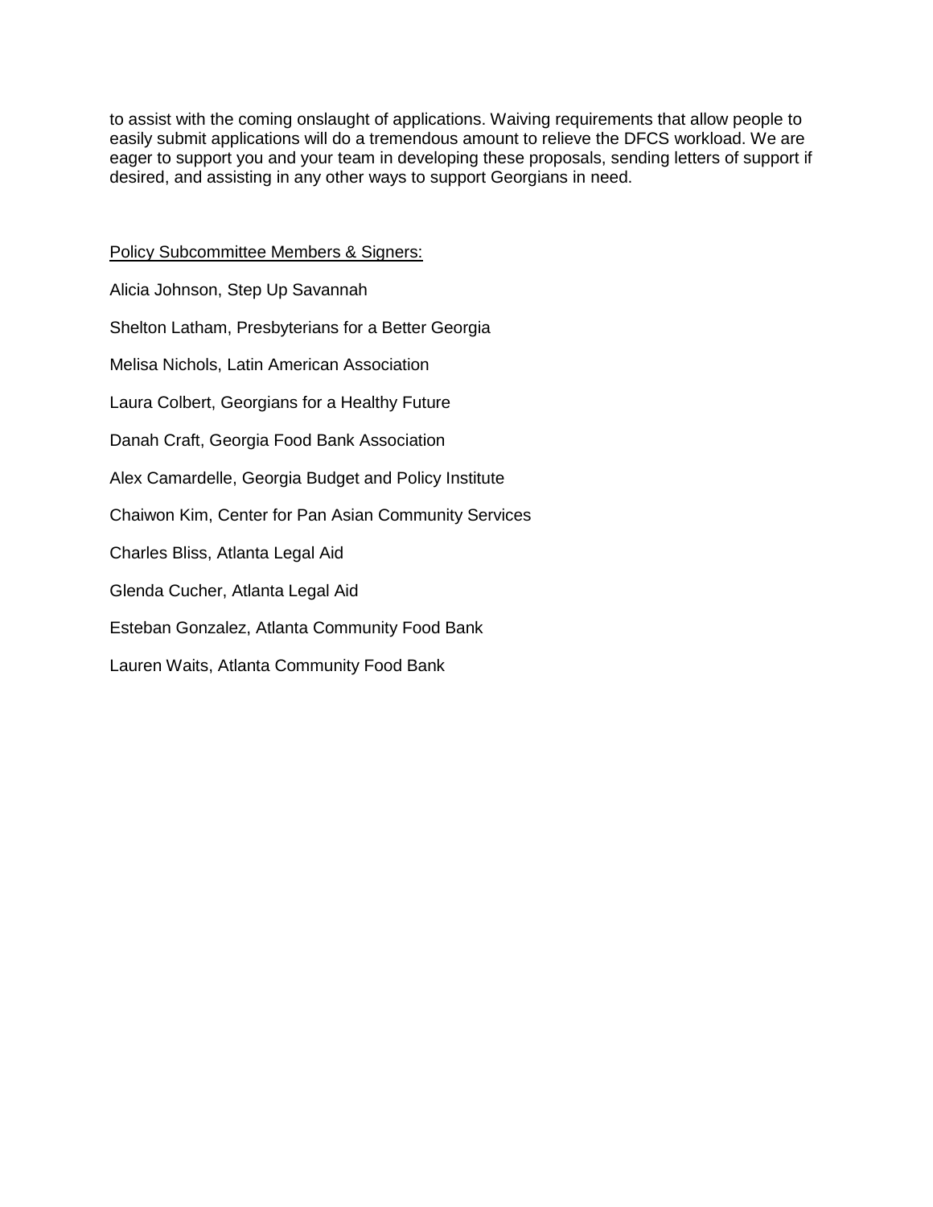to assist with the coming onslaught of applications. Waiving requirements that allow people to easily submit applications will do a tremendous amount to relieve the DFCS workload. We are eager to support you and your team in developing these proposals, sending letters of support if desired, and assisting in any other ways to support Georgians in need.

<u>Policy Subcommittee Members & Signers:</u>

Alicia Johnson, Step Up Savannah

Shelton Latham, Presbyterians for a Better Georgia

Melisa Nichols, Latin American Association

Laura Colbert, Georgians for a Healthy Future

Danah Craft, Georgia Food Bank Association

Alex Camardelle, Georgia Budget and Policy Institute

Chaiwon Kim, Center for Pan Asian Community Services

Charles Bliss, Atlanta Legal Aid

Glenda Cucher, Atlanta Legal Aid

Esteban Gonzalez, Atlanta Community Food Bank

Lauren Waits, Atlanta Community Food Bank